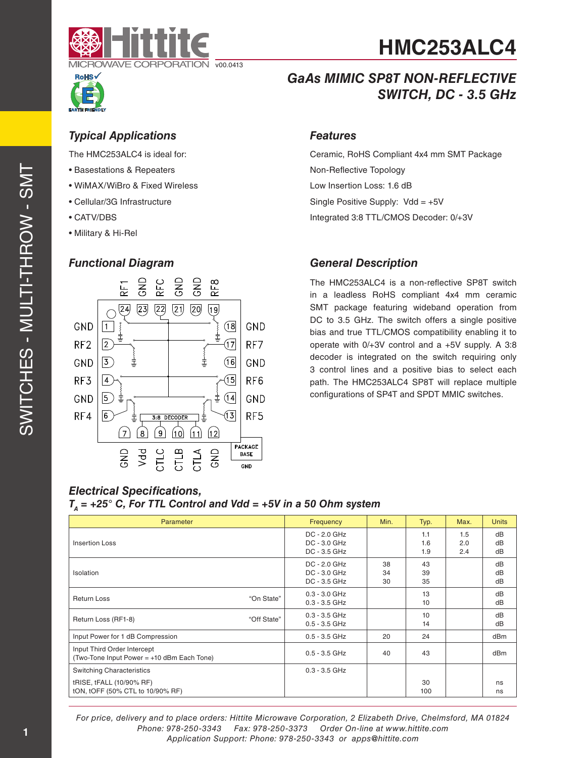# HMC253ALC4

v00.0413

## GaAs MIMIC SP8T NON-REFLECTIVE SWITCH, DC - 3.5 GHz

### Typical Applications

The HMC253ALC4 is ideal for:

- Basestations & Repeaters
- WiMAX/WiBro & Fixed Wireless
- Cellular/3G Infrastructure
- CATV/DBS
- Military & Hi-Rel

### Features

Ceramic, RoHS Compliant 4x4 mm SMT Package

Non-Reflective Topology

Low Insertion Loss: 1.6 dB

Single Positive Supply: Vdd = +5V

Integrated 3:8 TTL/CMOS Decoder: 0/+3V

### Functional Diagram

### General Description

The HMC253ALC4 is a non-reflective SP8T switch in a leadless RoHS compliant 4x4 mm ceramic SMT package featuring wideband operation from DC to 3.5 GHz. The switch offers a single positive bias and true TTL/CMOS compatibility enabling it to operate with 0/+3V control and a +5V supply. A 3:8 decoder is integrated on the switch requiring only 3 control lines and a positive bias to select each path. The HMC253ALC4 SP8T will replace multiple configurations of SP4T and SPDT MMIC switches.

### Electrical Specifications, $T_A$ = +25° C, For TTL Control and Vdd = +5V in a 50 Ohm system

| Parameter | | Frequency | Min. | Typ. | Max. | Units |
|---|---|---|---|---|---|---|
| Insertion Loss | | DC - 2.0 GHz<br>DC - 3.0 GHz<br>DC - 3.5 GHz | | 1.1<br>1.6<br>1.9 | 1.5<br>2.0<br>2.4 | dB<br>dB<br>dB |
| Isolation | | DC - 2.0 GHz<br>DC - 3.0 GHz<br>DC - 3.5 GHz | 38<br>34<br>30 | 43<br>39<br>35 | | dB<br>dB<br>dB |
| Return Loss | "On State" | 0.3 - 3.0 GHz<br>0.3 - 3.5 GHz | | 13<br>10 | | dB<br>dB |
| Return Loss (RF1-8) | "Off State" | 0.3 - 3.5 GHz<br>0.5 - 3.5 GHz | | 10<br>14 | | dB<br>dB |
| Input Power for 1 dB Compression | | 0.5 - 3.5 GHz | 20 | 24 | | dBm |
| Input Third Order Intercept<br>(Two-Tone Input Power = +10 dBm Each Tone) | | 0.5 - 3.5 GHz | 40 | 43 | | dBm |
| Switching Characteristics<br>tRISE, tFALL (10/90% RF)<br>tON, tOFF (50% CTL to 10/90% RF) | | 0.3 - 3.5 GHz | | <br>30<br>100 | | <br>ns<br>ns |

For price, delivery and to place orders: Hittite Microwave Corporation, 2 Elizabeth Drive, Chelmsford, MA 01824
Phone: 978-250-3343 Fax: 978-250-3373 Order On-line at www.hittite.com
Application Support: Phone: 978-250-3343 or apps@hittite.com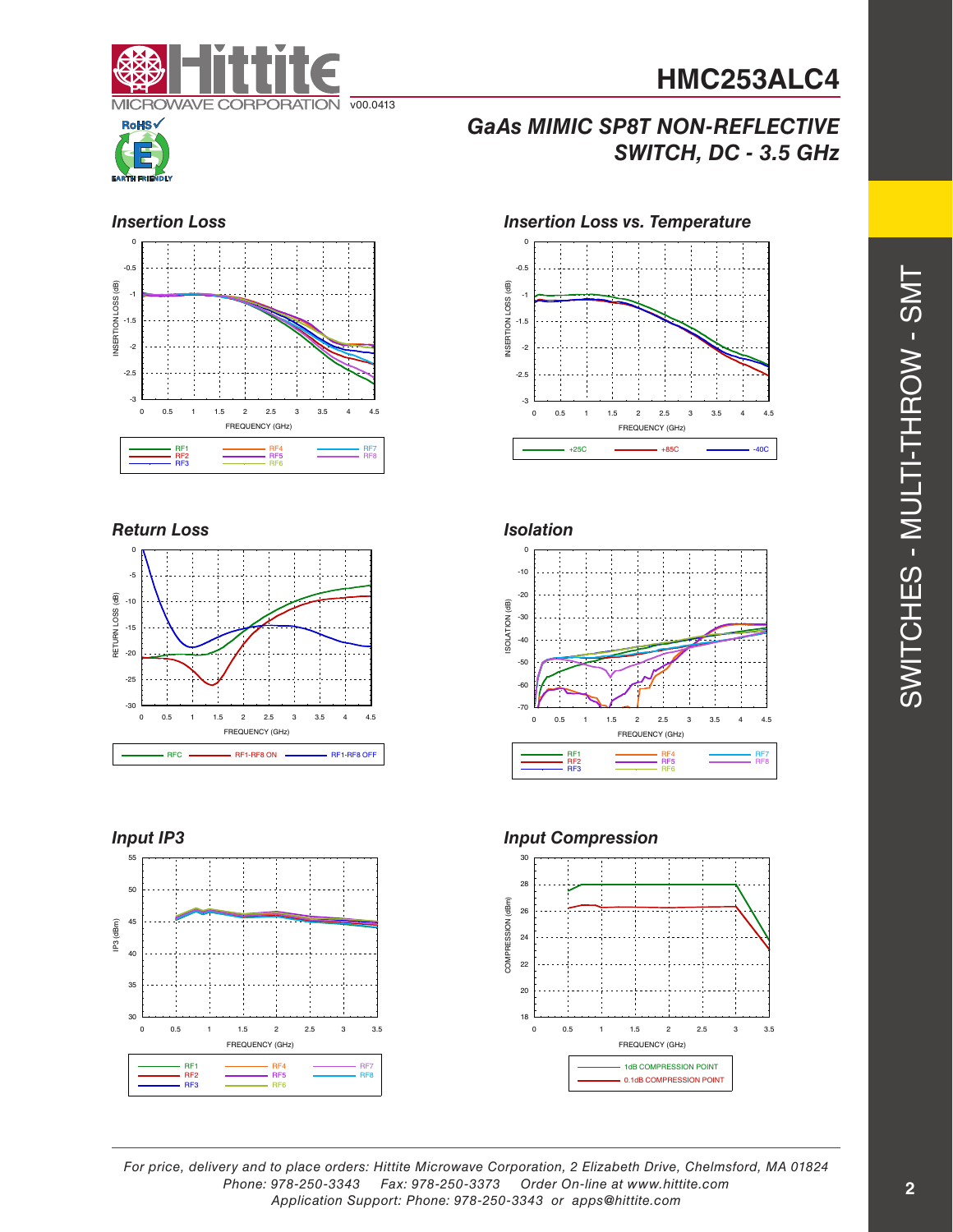# HMC253ALC4

## GaAs MIMIC SP8T NON-REFLECTIVE SWITCH, DC - 3.5 GHz

### Insertion Loss

### Insertion Loss vs. Temperature

### Return Loss

### Isolation

### Input IP3

### Input Compression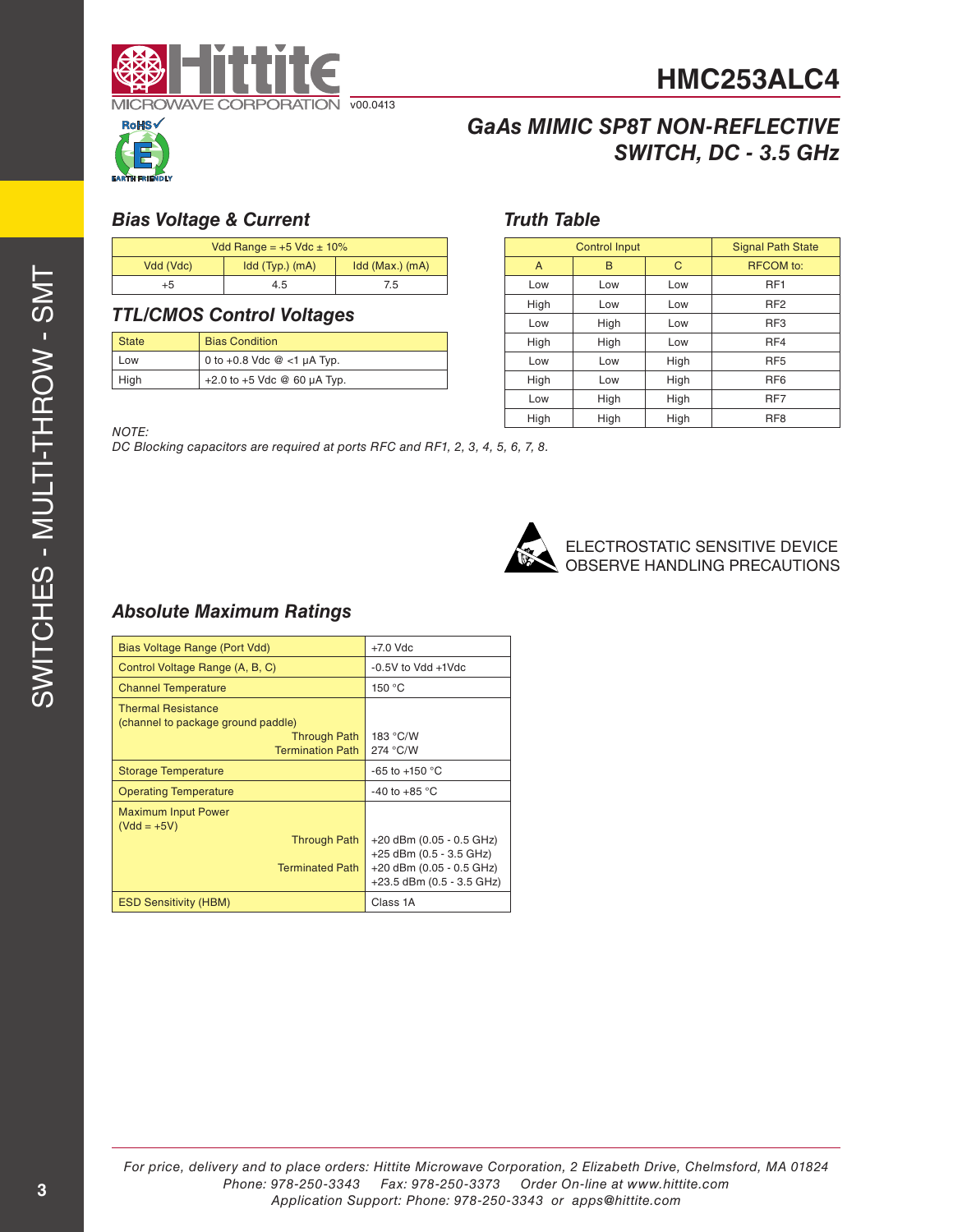# HMC253ALC4

v00.0413

## GaAs MIMIC SP8T NON-REFLECTIVE SWITCH, DC - 3.5 GHz

### Bias Voltage & Current

| Vdd Range = +5 Vdc ± 10% | | |
|---|---|---|
| Vdd (Vdc) | Idd (Typ.) (mA) | Idd (Max.) (mA) |
| +5 | 4.5 | 7.5 |

### TTL/CMOS Control Voltages

| State | Bias Condition |
|---|---|
| Low | 0 to +0.8 Vdc @ <1 µA Typ. |
| High | +2.0 to +5 Vdc @ 60 µA Typ. |

### Truth Table

| Control Input | | | Signal Path State |
|---|---|---|---|
| A | B | C | RFCOM to: |
| Low | Low | Low | RF1 |
| High | Low | Low | RF2 |
| Low | High | Low | RF3 |
| High | High | Low | RF4 |
| Low | Low | High | RF5 |
| High | Low | High | RF6 |
| Low | High | High | RF7 |
| High | High | High | RF8 |

*NOTE:*
*DC Blocking capacitors are required at ports RFC and RF1, 2, 3, 4, 5, 6, 7, 8.*

ELECTROSTATIC SENSITIVE DEVICE
OBSERVE HANDLING PRECAUTIONS

### Absolute Maximum Ratings

| Parameter | Rating |
|---|---|
| Bias Voltage Range (Port Vdd) | +7.0 Vdc |
| Control Voltage Range (A, B, C) | -0.5V to Vdd +1Vdc |
| Channel Temperature | 150 °C |
| Thermal Resistance (channel to package ground paddle) Through Path / Termination Path | 183 °C/W / 274 °C/W |
| Storage Temperature | -65 to +150 °C |
| Operating Temperature | -40 to +85 °C |
| Maximum Input Power (Vdd = +5V) Through Path | +20 dBm (0.05 - 0.5 GHz) +25 dBm (0.5 - 3.5 GHz) |
| Maximum Input Power (Vdd = +5V) Terminated Path | +20 dBm (0.05 - 0.5 GHz) +23.5 dBm (0.5 - 3.5 GHz) |
| ESD Sensitivity (HBM) | Class 1A |

*For price, delivery and to place orders: Hittite Microwave Corporation, 2 Elizabeth Drive, Chelmsford, MA 01824*
*Phone: 978-250-3343 Fax: 978-250-3373 Order On-line at www.hittite.com*
*Application Support: Phone: 978-250-3343 or apps@hittite.com*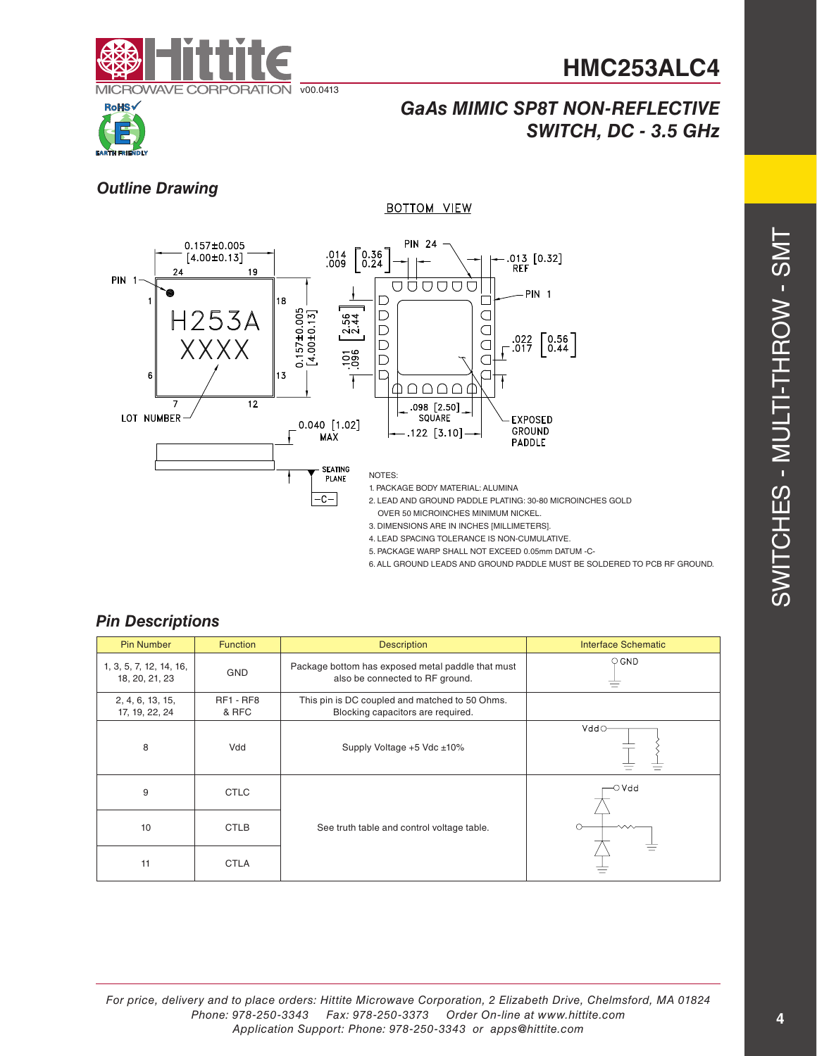# HMC253ALC4

## *GaAs MIMIC SP8T NON-REFLECTIVE SWITCH, DC - 3.5 GHz*

v00.0413

### *Outline Drawing*

NOTES:
1. PACKAGE BODY MATERIAL: ALUMINA
2. LEAD AND GROUND PADDLE PLATING: 30-80 MICROINCHES GOLD OVER 50 MICROINCHES MINIMUM NICKEL.
3. DIMENSIONS ARE IN INCHES [MILLIMETERS].
4. LEAD SPACING TOLERANCE IS NON-CUMULATIVE.
5. PACKAGE WARP SHALL NOT EXCEED 0.05mm DATUM -C-
6. ALL GROUND LEADS AND GROUND PADDLE MUST BE SOLDERED TO PCB RF GROUND.

### *Pin Descriptions*

| Pin Number | Function | Description | Interface Schematic |
|---|---|---|---|
| 1, 3, 5, 7, 12, 14, 16, 18, 20, 21, 23 | GND | Package bottom has exposed metal paddle that must also be connected to RF ground. | |
| 2, 4, 6, 13, 15, 17, 19, 22, 24 | RF1 - RF8 & RFC | This pin is DC coupled and matched to 50 Ohms. Blocking capacitors are required. | |
| 8 | Vdd | Supply Voltage +5 Vdc ±10% | |
| 9 | CTLC | See truth table and control voltage table. | |
| 10 | CTLB | | |
| 11 | CTLA | | |

*For price, delivery and to place orders: Hittite Microwave Corporation, 2 Elizabeth Drive, Chelmsford, MA 01824*
*Phone: 978-250-3343 Fax: 978-250-3373 Order On-line at www.hittite.com*
*Application Support: Phone: 978-250-3343 or apps@hittite.com*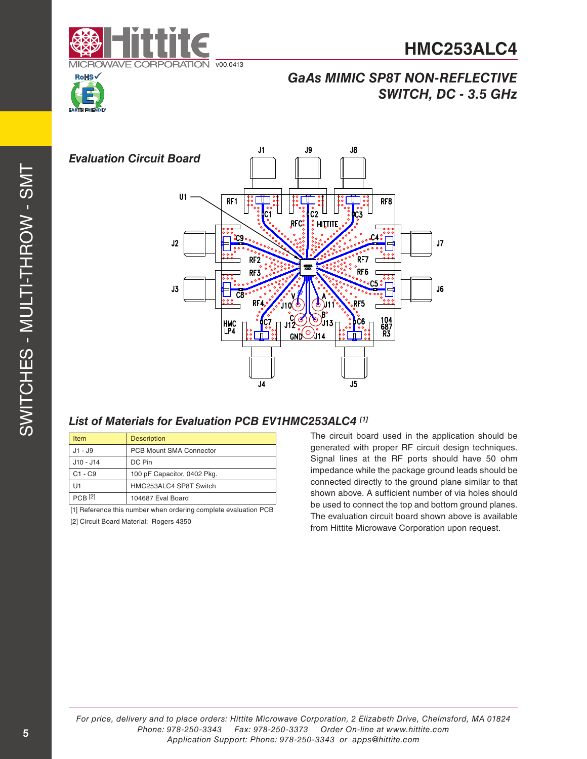# HMC253ALC4

## GaAs MIMIC SP8T NON-REFLECTIVE SWITCH, DC - 3.5 GHz

### Evaluation Circuit Board

U1

J1 J9 J8

RF1 RF8

C1 C2 C3

RFC HITTITE

J2 C9 C4 J7

RF2 RF7

RF3 RF6

J3 C8 C5 J6

V A

RF4 J10 J11 RF5

C B

C7 J12 J13 C6

HMC LP4 GND J14 104 687 R3

J4 J5

### List of Materials for Evaluation PCB EV1HMC253ALC4 [1]

| Item | Description |
|---|---|
| J1 - J9 | PCB Mount SMA Connector |
| J10 - J14 | DC Pin |
| C1 - C9 | 100 pF Capacitor, 0402 Pkg. |
| U1 | HMC253ALC4 SP8T Switch |
| PCB [2] | 104687 Eval Board |

[1] Reference this number when ordering complete evaluation PCB

[2] Circuit Board Material: Rogers 4350

The circuit board used in the application should be generated with proper RF circuit design techniques. Signal lines at the RF ports should have 50 ohm impedance while the package ground leads should be connected directly to the ground plane similar to that shown above. A sufficient number of via holes should be used to connect the top and bottom ground planes. The evaluation circuit board shown above is available from Hittite Microwave Corporation upon request.